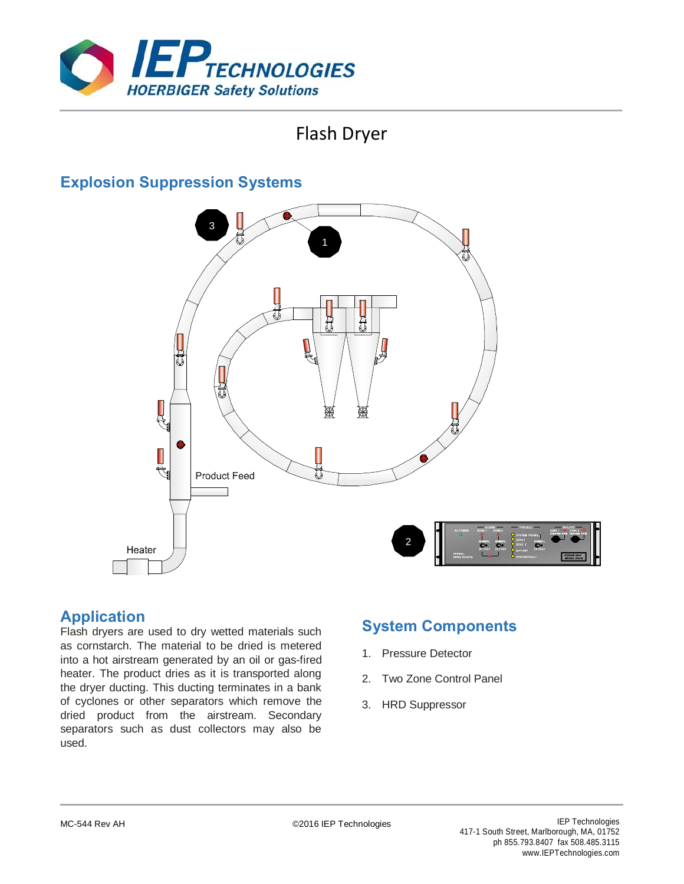# Flash Dryer

## Explosion Suppression Systems

Product Feed

Heater

## Application

Flash dryers are used to dry wetted materials such as cornstarch. The material to be dried is metered into a hot airstream generated by an oil or gas-fired heater. The product dries as it is transported along the dryer ducting. This ducting terminates in a bank of cyclones or other separators which remove the dried product from the airstream. Secondary separators such as dust collectors may also be used.

## System Components

1. Pressure Detector
2. Two Zone Control Panel
3. HRD Suppressor

MC-544 Rev AH

©2016 IEP Technologies

IEP Technologies
417-1 South Street, Marlborough, MA, 01752
ph 855.793.8407 fax 508.485.3115
www.IEPTechnologies.com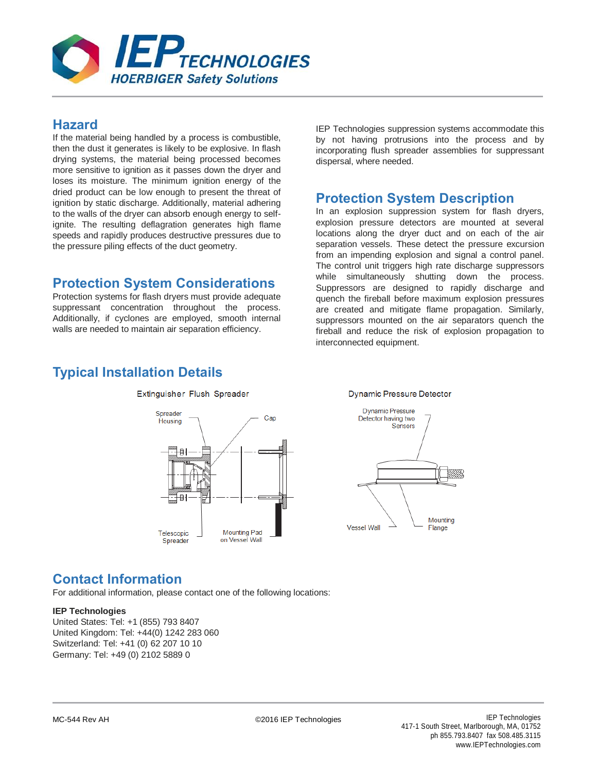## Hazard

If the material being handled by a process is combustible, then the dust it generates is likely to be explosive. In flash drying systems, the material being processed becomes more sensitive to ignition as it passes down the dryer and loses its moisture. The minimum ignition energy of the dried product can be low enough to present the threat of ignition by static discharge. Additionally, material adhering to the walls of the dryer can absorb enough energy to self-ignite. The resulting deflagration generates high flame speeds and rapidly produces destructive pressures due to the pressure piling effects of the duct geometry.

## Protection System Considerations

Protection systems for flash dryers must provide adequate suppressant concentration throughout the process. Additionally, if cyclones are employed, smooth internal walls are needed to maintain air separation efficiency.

IEP Technologies suppression systems accommodate this by not having protrusions into the process and by incorporating flush spreader assemblies for suppressant dispersal, where needed.

## Protection System Description

In an explosion suppression system for flash dryers, explosion pressure detectors are mounted at several locations along the dryer duct and on each of the air separation vessels. These detect the pressure excursion from an impending explosion and signal a control panel. The control unit triggers high rate discharge suppressors while simultaneously shutting down the process. Suppressors are designed to rapidly discharge and quench the fireball before maximum explosion pressures are created and mitigate flame propagation. Similarly, suppressors mounted on the air separators quench the fireball and reduce the risk of explosion propagation to interconnected equipment.

## Typical Installation Details

Extinguisher Flush Spreader

Spreader Housing

Cap

Telescopic Spreader

Mounting Pad on Vessel Wall

Dynamic Pressure Detector

Dynamic Pressure Detector having two Sensors

Vessel Wall

Mounting Flange

## Contact Information

For additional information, please contact one of the following locations:

**IEP Technologies**
United States: Tel: +1 (855) 793 8407
United Kingdom: Tel: +44(0) 1242 283 060
Switzerland: Tel: +41 (0) 62 207 10 10
Germany: Tel: +49 (0) 2102 5889 0

MC-544 Rev AH

©2016 IEP Technologies

IEP Technologies
417-1 South Street, Marlborough, MA, 01752
ph 855.793.8407 fax 508.485.3115
www.IEPTechnologies.com